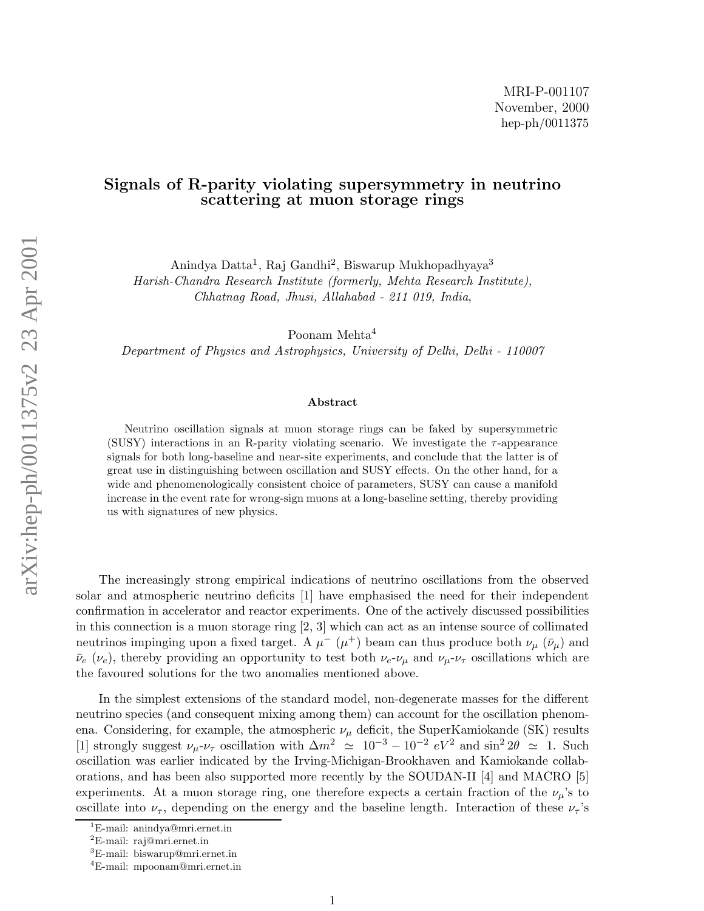MRI-P-001107
November, 2000
hep-ph/0011375

# Signals of R-parity violating supersymmetry in neutrino scattering at muon storage rings

Anindya Datta[1], Raj Gandhi[2], Biswarup Mukhopadhyaya[3]

*Harish-Chandra Research Institute (formerly, Mehta Research Institute), Chhatnag Road, Jhusi, Allahabad - 211 019, India*,

Poonam Mehta[4]

*Department of Physics and Astrophysics, University of Delhi, Delhi - 110007*

### Abstract

Neutrino oscillation signals at muon storage rings can be faked by supersymmetric (SUSY) interactions in an R-parity violating scenario. We investigate the $\tau$-appearance signals for both long-baseline and near-site experiments, and conclude that the latter is of great use in distinguishing between oscillation and SUSY effects. On the other hand, for a wide and phenomenologically consistent choice of parameters, SUSY can cause a manifold increase in the event rate for wrong-sign muons at a long-baseline setting, thereby providing us with signatures of new physics.

The increasingly strong empirical indications of neutrino oscillations from the observed solar and atmospheric neutrino deficits [1] have emphasised the need for their independent confirmation in accelerator and reactor experiments. One of the actively discussed possibilities in this connection is a muon storage ring [2, 3] which can act as an intense source of collimated neutrinos impinging upon a fixed target. A $\mu^-$ ($\mu^+$) beam can thus produce both $\nu_\mu$ ($\bar{\nu}_\mu$) and $\bar{\nu}_e$ ($\nu_e$), thereby providing an opportunity to test both $\nu_e$-$\nu_\mu$ and $\nu_\mu$-$\nu_\tau$ oscillations which are the favoured solutions for the two anomalies mentioned above.

In the simplest extensions of the standard model, non-degenerate masses for the different neutrino species (and consequent mixing among them) can account for the oscillation phenomena. Considering, for example, the atmospheric $\nu_\mu$ deficit, the SuperKamiokande (SK) results [1] strongly suggest $\nu_\mu$-$\nu_\tau$ oscillation with $\Delta m^2 \simeq 10^{-3} - 10^{-2}\ eV^2$ and $\sin^2 2\theta \simeq 1$. Such oscillation was earlier indicated by the Irving-Michigan-Brookhaven and Kamiokande collaborations, and has been also supported more recently by the SOUDAN-II [4] and MACRO [5] experiments. At a muon storage ring, one therefore expects a certain fraction of the $\nu_\mu$'s to oscillate into $\nu_\tau$, depending on the energy and the baseline length. Interaction of these $\nu_\tau$'s

---

[1] E-mail: anindya@mri.ernet.in
[2] E-mail: raj@mri.ernet.in
[3] E-mail: biswarup@mri.ernet.in
[4] E-mail: mpoonam@mri.ernet.in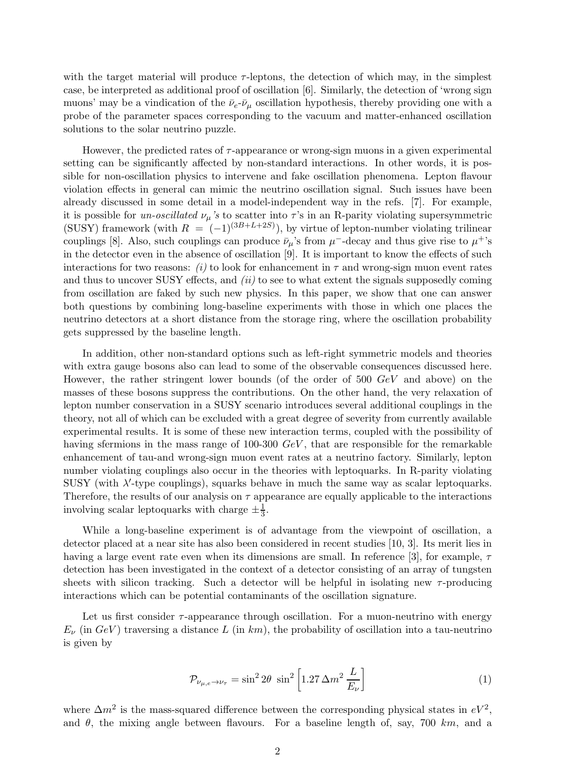with the target material will produce $\tau$-leptons, the detection of which may, in the simplest case, be interpreted as additional proof of oscillation [6]. Similarly, the detection of 'wrong sign muons' may be a vindication of the $\bar{\nu}_e$-$\bar{\nu}_\mu$ oscillation hypothesis, thereby providing one with a probe of the parameter spaces corresponding to the vacuum and matter-enhanced oscillation solutions to the solar neutrino puzzle.

However, the predicted rates of $\tau$-appearance or wrong-sign muons in a given experimental setting can be significantly affected by non-standard interactions. In other words, it is possible for non-oscillation physics to intervene and fake oscillation phenomena. Lepton flavour violation effects in general can mimic the neutrino oscillation signal. Such issues have been already discussed in some detail in a model-independent way in the refs. [7]. For example, it is possible for *un-oscillated* $\nu_\mu$*'s* to scatter into $\tau$'s in an R-parity violating supersymmetric (SUSY) framework (with $R = (-1)^{(3B+L+2S)}$), by virtue of lepton-number violating trilinear couplings [8]. Also, such couplings can produce $\bar{\nu}_\mu$'s from $\mu^-$-decay and thus give rise to $\mu^+$'s in the detector even in the absence of oscillation [9]. It is important to know the effects of such interactions for two reasons: *(i)* to look for enhancement in $\tau$ and wrong-sign muon event rates and thus to uncover SUSY effects, and *(ii)* to see to what extent the signals supposedly coming from oscillation are faked by such new physics. In this paper, we show that one can answer both questions by combining long-baseline experiments with those in which one places the neutrino detectors at a short distance from the storage ring, where the oscillation probability gets suppressed by the baseline length.

In addition, other non-standard options such as left-right symmetric models and theories with extra gauge bosons also can lead to some of the observable consequences discussed here. However, the rather stringent lower bounds (of the order of 500 $GeV$ and above) on the masses of these bosons suppress the contributions. On the other hand, the very relaxation of lepton number conservation in a SUSY scenario introduces several additional couplings in the theory, not all of which can be excluded with a great degree of severity from currently available experimental results. It is some of these new interaction terms, coupled with the possibility of having sfermions in the mass range of 100-300 $GeV$, that are responsible for the remarkable enhancement of tau-and wrong-sign muon event rates at a neutrino factory. Similarly, lepton number violating couplings also occur in the theories with leptoquarks. In R-parity violating SUSY (with $\lambda'$-type couplings), squarks behave in much the same way as scalar leptoquarks. Therefore, the results of our analysis on $\tau$ appearance are equally applicable to the interactions involving scalar leptoquarks with charge $\pm\frac{1}{3}$.

While a long-baseline experiment is of advantage from the viewpoint of oscillation, a detector placed at a near site has also been considered in recent studies [10, 3]. Its merit lies in having a large event rate even when its dimensions are small. In reference [3], for example, $\tau$ detection has been investigated in the context of a detector consisting of an array of tungsten sheets with silicon tracking. Such a detector will be helpful in isolating new $\tau$-producing interactions which can be potential contaminants of the oscillation signature.

Let us first consider $\tau$-appearance through oscillation. For a muon-neutrino with energy $E_\nu$ (in $GeV$) traversing a distance $L$ (in $km$), the probability of oscillation into a tau-neutrino is given by

$$\mathcal{P}_{\nu_{\mu,e}\to\nu_\tau} = \sin^2 2\theta \ \sin^2\left[1.27\,\Delta m^2 \,\frac{L}{E_\nu}\right] \tag{1}$$

where $\Delta m^2$ is the mass-squared difference between the corresponding physical states in $eV^2$, and $\theta$, the mixing angle between flavours. For a baseline length of, say, 700 $km$, and a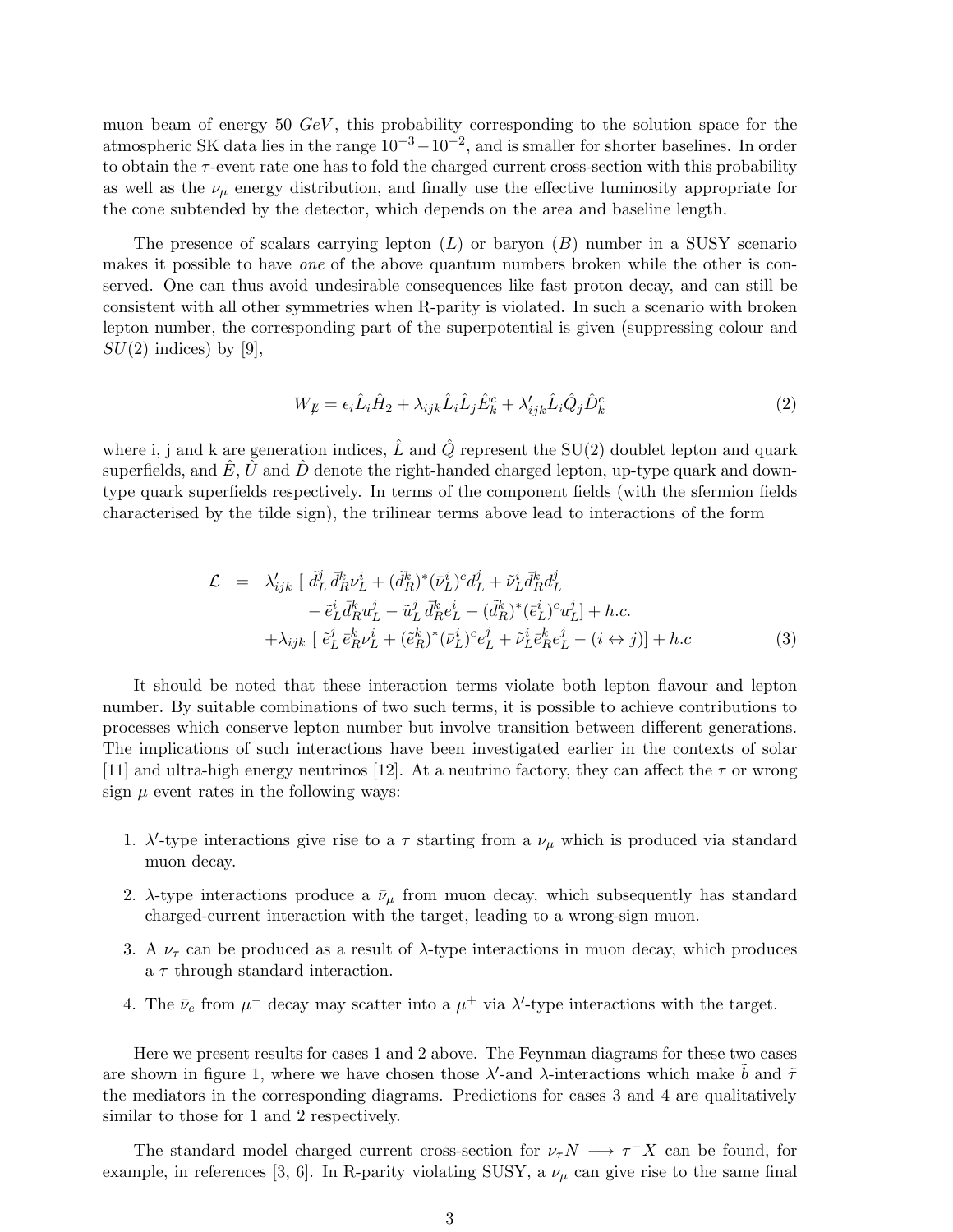muon beam of energy 50 $GeV$, this probability corresponding to the solution space for the atmospheric SK data lies in the range $10^{-3} - 10^{-2}$, and is smaller for shorter baselines. In order to obtain the $\tau$-event rate one has to fold the charged current cross-section with this probability as well as the $\nu_\mu$ energy distribution, and finally use the effective luminosity appropriate for the cone subtended by the detector, which depends on the area and baseline length.

The presence of scalars carrying lepton ($L$) or baryon ($B$) number in a SUSY scenario makes it possible to have *one* of the above quantum numbers broken while the other is conserved. One can thus avoid undesirable consequences like fast proton decay, and can still be consistent with all other symmetries when R-parity is violated. In such a scenario with broken lepton number, the corresponding part of the superpotential is given (suppressing colour and $SU(2)$ indices) by [9],

$$W_{\not{L}} = \epsilon_i \hat{L}_i \hat{H}_2 + \lambda_{ijk} \hat{L}_i \hat{L}_j \hat{E}^c_k + \lambda'_{ijk} \hat{L}_i \hat{Q}_j \hat{D}^c_k \tag{2}$$

where i, j and k are generation indices, $\hat{L}$ and $\hat{Q}$ represent the SU(2) doublet lepton and quark superfields, and $\hat{E}$, $\hat{U}$ and $\hat{D}$ denote the right-handed charged lepton, up-type quark and down-type quark superfields respectively. In terms of the component fields (with the sfermion fields characterised by the tilde sign), the trilinear terms above lead to interactions of the form

$$\begin{aligned} \mathcal{L} \;=\; & \lambda'_{ijk} \, [\, \tilde{d}^j_L \, \bar{d}^k_R \nu^i_L + (\tilde{d}^k_R)^* (\bar{\nu}^i_L)^c d^j_L + \tilde{\nu}^i_L \bar{d}^k_R d^j_L \\ & \quad - \tilde{e}^i_L \bar{d}^k_R u^j_L - \tilde{u}^j_L \, \bar{d}^k_R e^i_L - (\tilde{d}^k_R)^* (\bar{e}^i_L)^c u^j_L ] + h.c. \\ & + \lambda_{ijk} \, [\, \tilde{e}^j_L \, \bar{e}^k_R \nu^i_L + (\tilde{e}^k_R)^* (\bar{\nu}^i_L)^c e^j_L + \tilde{\nu}^i_L \bar{e}^k_R e^j_L - (i \leftrightarrow j)] + h.c \end{aligned} \tag{3}$$

It should be noted that these interaction terms violate both lepton flavour and lepton number. By suitable combinations of two such terms, it is possible to achieve contributions to processes which conserve lepton number but involve transition between different generations. The implications of such interactions have been investigated earlier in the contexts of solar [11] and ultra-high energy neutrinos [12]. At a neutrino factory, they can affect the $\tau$ or wrong sign $\mu$ event rates in the following ways:

1. $\lambda'$-type interactions give rise to a $\tau$ starting from a $\nu_\mu$ which is produced via standard muon decay.
2. $\lambda$-type interactions produce a $\bar{\nu}_\mu$ from muon decay, which subsequently has standard charged-current interaction with the target, leading to a wrong-sign muon.
3. A $\nu_\tau$ can be produced as a result of $\lambda$-type interactions in muon decay, which produces a $\tau$ through standard interaction.
4. The $\bar{\nu}_e$ from $\mu^-$ decay may scatter into a $\mu^+$ via $\lambda'$-type interactions with the target.

Here we present results for cases 1 and 2 above. The Feynman diagrams for these two cases are shown in figure 1, where we have chosen those $\lambda'$-and $\lambda$-interactions which make $\tilde{b}$ and $\tilde{\tau}$ the mediators in the corresponding diagrams. Predictions for cases 3 and 4 are qualitatively similar to those for 1 and 2 respectively.

The standard model charged current cross-section for $\nu_\tau N \longrightarrow \tau^- X$ can be found, for example, in references [3, 6]. In R-parity violating SUSY, a $\nu_\mu$ can give rise to the same final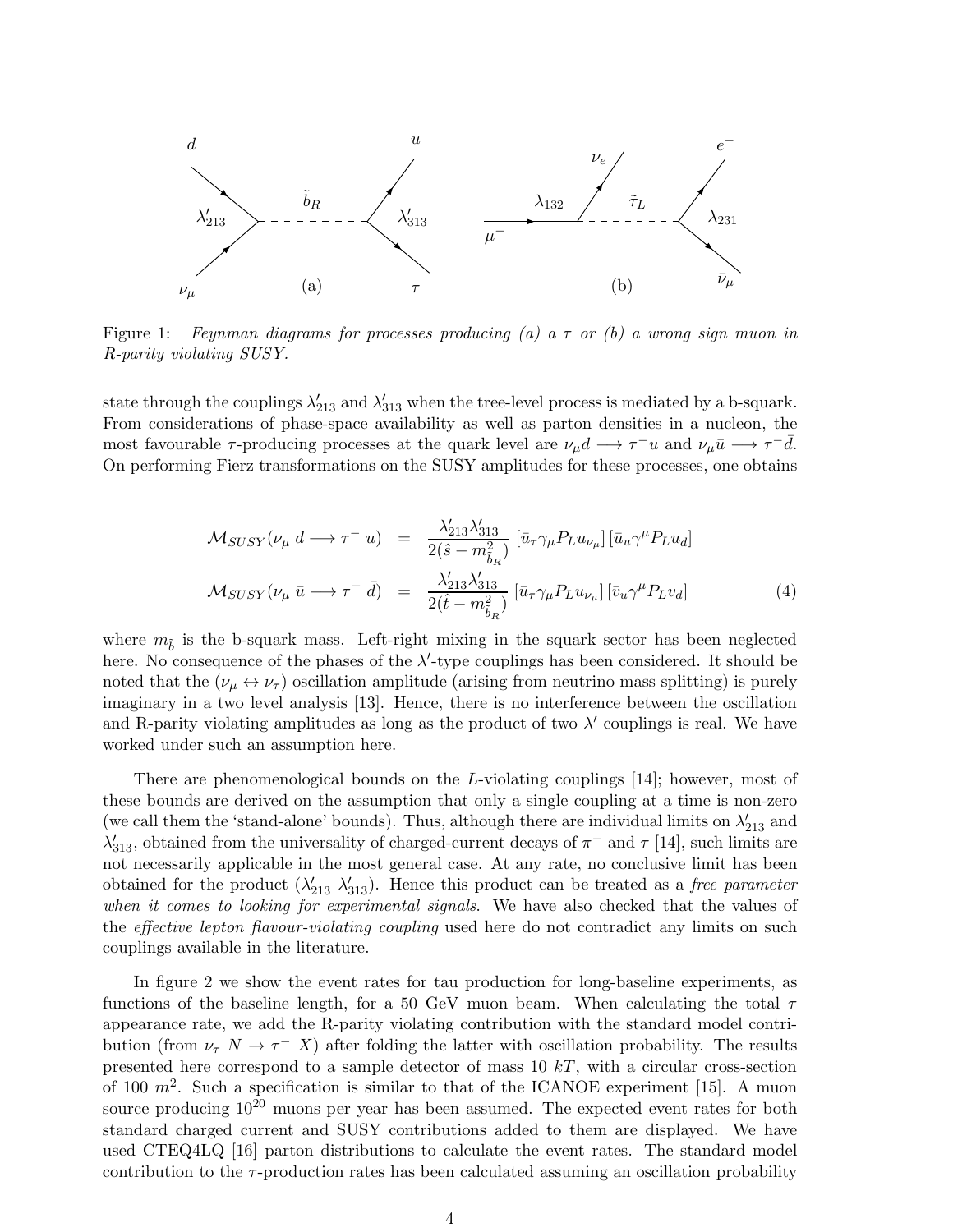Figure 1: *Feynman diagrams for processes producing (a) a $\tau$ or (b) a wrong sign muon in R-parity violating SUSY.*

state through the couplings $\lambda'_{213}$ and $\lambda'_{313}$ when the tree-level process is mediated by a b-squark. From considerations of phase-space availability as well as parton densities in a nucleon, the most favourable $\tau$-producing processes at the quark level are $\nu_\mu d \longrightarrow \tau^- u$ and $\nu_\mu \bar{u} \longrightarrow \tau^- \bar{d}$. On performing Fierz transformations on the SUSY amplitudes for these processes, one obtains

$$
\begin{aligned}
\mathcal{M}_{SUSY}(\nu_\mu \; d \longrightarrow \tau^- \; u) &= \frac{\lambda'_{213}\lambda'_{313}}{2(\hat{s} - m^2_{\tilde{b}_R})} \, [\bar{u}_\tau \gamma_\mu P_L u_{\nu_\mu}] \, [\bar{u}_u \gamma^\mu P_L u_d] \\
\mathcal{M}_{SUSY}(\nu_\mu \; \bar{u} \longrightarrow \tau^- \; \bar{d}) &= \frac{\lambda'_{213}\lambda'_{313}}{2(\hat{t} - m^2_{\tilde{b}_R})} \, [\bar{u}_\tau \gamma_\mu P_L u_{\nu_\mu}] \, [\bar{v}_u \gamma^\mu P_L v_d] \qquad (4)
\end{aligned}
$$

where $m_{\tilde{b}}$ is the b-squark mass. Left-right mixing in the squark sector has been neglected here. No consequence of the phases of the $\lambda'$-type couplings has been considered. It should be noted that the $(\nu_\mu \leftrightarrow \nu_\tau)$ oscillation amplitude (arising from neutrino mass splitting) is purely imaginary in a two level analysis [13]. Hence, there is no interference between the oscillation and R-parity violating amplitudes as long as the product of two $\lambda'$ couplings is real. We have worked under such an assumption here.

There are phenomenological bounds on the $L$-violating couplings [14]; however, most of these bounds are derived on the assumption that only a single coupling at a time is non-zero (we call them the 'stand-alone' bounds). Thus, although there are individual limits on $\lambda'_{213}$ and $\lambda'_{313}$, obtained from the universality of charged-current decays of $\pi^-$ and $\tau$ [14], such limits are not necessarily applicable in the most general case. At any rate, no conclusive limit has been obtained for the product $(\lambda'_{213} \; \lambda'_{313})$. Hence this product can be treated as a *free parameter when it comes to looking for experimental signals*. We have also checked that the values of the *effective lepton flavour-violating coupling* used here do not contradict any limits on such couplings available in the literature.

In figure 2 we show the event rates for tau production for long-baseline experiments, as functions of the baseline length, for a 50 GeV muon beam. When calculating the total $\tau$ appearance rate, we add the R-parity violating contribution with the standard model contribution (from $\nu_\tau \; N \to \tau^- \; X$) after folding the latter with oscillation probability. The results presented here correspond to a sample detector of mass 10 $kT$, with a circular cross-section of 100 $m^2$. Such a specification is similar to that of the ICANOE experiment [15]. A muon source producing $10^{20}$ muons per year has been assumed. The expected event rates for both standard charged current and SUSY contributions added to them are displayed. We have used CTEQ4LQ [16] parton distributions to calculate the event rates. The standard model contribution to the $\tau$-production rates has been calculated assuming an oscillation probability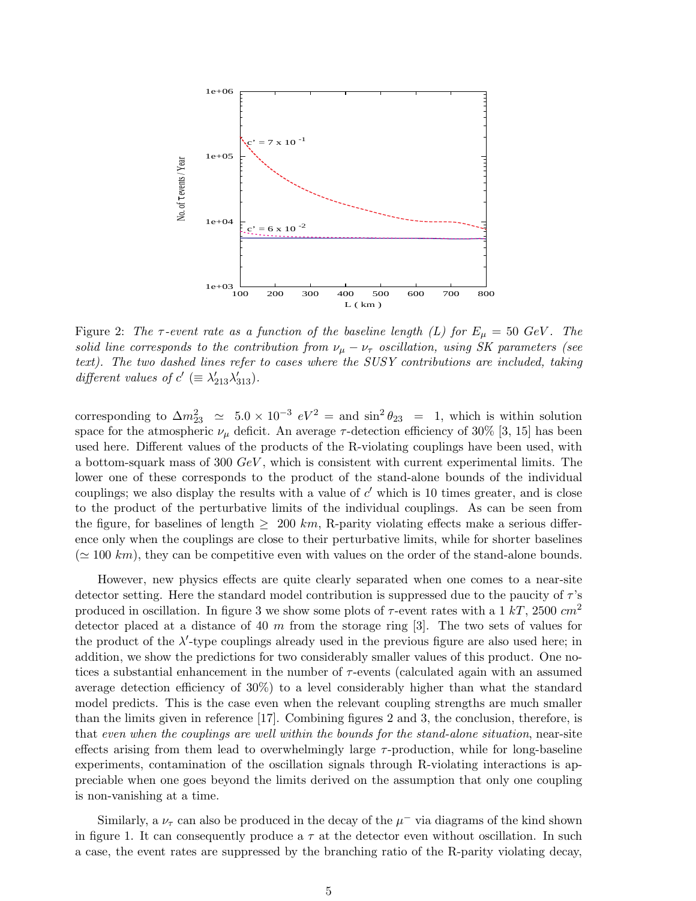Figure 2: *The $\tau$-event rate as a function of the baseline length (L) for $E_\mu = 50\ GeV$. The solid line corresponds to the contribution from $\nu_\mu - \nu_\tau$ oscillation, using SK parameters (see text). The two dashed lines refer to cases where the SUSY contributions are included, taking different values of $c'$ ($\equiv \lambda'_{213}\lambda'_{313}$).*

corresponding to $\Delta m^2_{23} \simeq 5.0 \times 10^{-3}\ eV^2$ = and $\sin^2\theta_{23} = 1$, which is within solution space for the atmospheric $\nu_\mu$ deficit. An average $\tau$-detection efficiency of 30% [3, 15] has been used here. Different values of the products of the R-violating couplings have been used, with a bottom-squark mass of 300 $GeV$, which is consistent with current experimental limits. The lower one of these corresponds to the product of the stand-alone bounds of the individual couplings; we also display the results with a value of $c'$ which is 10 times greater, and is close to the product of the perturbative limits of the individual couplings. As can be seen from the figure, for baselines of length $\geq$ 200 $km$, R-parity violating effects make a serious difference only when the couplings are close to their perturbative limits, while for shorter baselines ($\simeq 100\ km$), they can be competitive even with values on the order of the stand-alone bounds.

However, new physics effects are quite clearly separated when one comes to a near-site detector setting. Here the standard model contribution is suppressed due to the paucity of $\tau$'s produced in oscillation. In figure 3 we show some plots of $\tau$-event rates with a 1 $kT$, 2500 $cm^2$ detector placed at a distance of 40 $m$ from the storage ring [3]. The two sets of values for the product of the $\lambda'$-type couplings already used in the previous figure are also used here; in addition, we show the predictions for two considerably smaller values of this product. One notices a substantial enhancement in the number of $\tau$-events (calculated again with an assumed average detection efficiency of 30%) to a level considerably higher than what the standard model predicts. This is the case even when the relevant coupling strengths are much smaller than the limits given in reference [17]. Combining figures 2 and 3, the conclusion, therefore, is that *even when the couplings are well within the bounds for the stand-alone situation*, near-site effects arising from them lead to overwhelmingly large $\tau$-production, while for long-baseline experiments, contamination of the oscillation signals through R-violating interactions is appreciable when one goes beyond the limits derived on the assumption that only one coupling is non-vanishing at a time.

Similarly, a $\nu_\tau$ can also be produced in the decay of the $\mu^-$ via diagrams of the kind shown in figure 1. It can consequently produce a $\tau$ at the detector even without oscillation. In such a case, the event rates are suppressed by the branching ratio of the R-parity violating decay,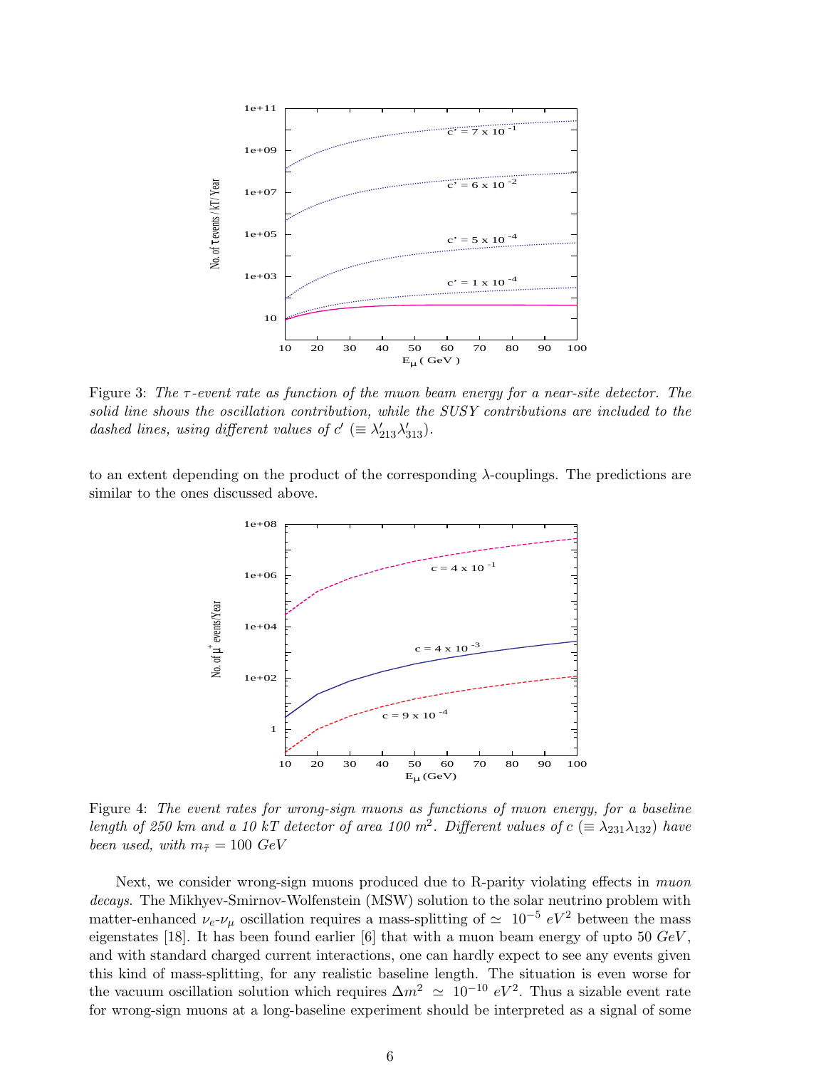Figure 3: *The $\tau$-event rate as function of the muon beam energy for a near-site detector. The solid line shows the oscillation contribution, while the SUSY contributions are included to the dashed lines, using different values of $c'$ ($\equiv \lambda'_{213}\lambda'_{313}$).*

to an extent depending on the product of the corresponding $\lambda$-couplings. The predictions are similar to the ones discussed above.

Figure 4: *The event rates for wrong-sign muons as functions of muon energy, for a baseline length of 250 km and a 10 kT detector of area 100 $m^2$. Different values of $c$ ($\equiv \lambda_{231}\lambda_{132}$) have been used, with $m_{\tilde{\tau}} = 100$ GeV*

Next, we consider wrong-sign muons produced due to R-parity violating effects in *muon decays*. The Mikhyev-Smirnov-Wolfenstein (MSW) solution to the solar neutrino problem with matter-enhanced $\nu_e$-$\nu_\mu$ oscillation requires a mass-splitting of $\simeq\ 10^{-5}\ eV^2$ between the mass eigenstates [18]. It has been found earlier [6] that with a muon beam energy of upto 50 $GeV$, and with standard charged current interactions, one can hardly expect to see any events given this kind of mass-splitting, for any realistic baseline length. The situation is even worse for the vacuum oscillation solution which requires $\Delta m^2\ \simeq\ 10^{-10}\ eV^2$. Thus a sizable event rate for wrong-sign muons at a long-baseline experiment should be interpreted as a signal of some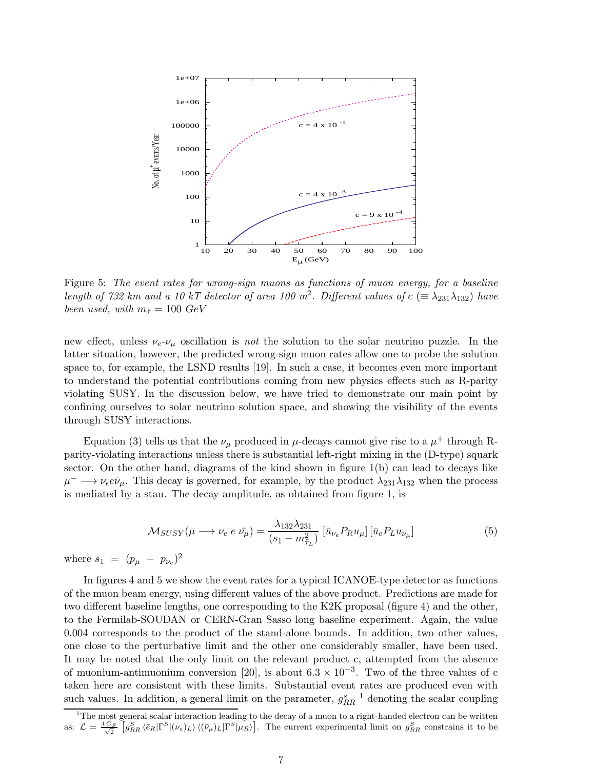Figure 5: *The event rates for wrong-sign muons as functions of muon energy, for a baseline length of 732 km and a 10 kT detector of area 100 m$^2$. Different values of c ($\equiv \lambda_{231}\lambda_{132}$) have been used, with $m_{\tilde{\tau}} = 100$ GeV*

new effect, unless $\nu_e$-$\nu_\mu$ oscillation is *not* the solution to the solar neutrino puzzle. In the latter situation, however, the predicted wrong-sign muon rates allow one to probe the solution space to, for example, the LSND results [19]. In such a case, it becomes even more important to understand the potential contributions coming from new physics effects such as R-parity violating SUSY. In the discussion below, we have tried to demonstrate our main point by confining ourselves to solar neutrino solution space, and showing the visibility of the events through SUSY interactions.

Equation (3) tells us that the $\nu_\mu$ produced in $\mu$-decays cannot give rise to a $\mu^+$ through R-parity-violating interactions unless there is substantial left-right mixing in the (D-type) squark sector. On the other hand, diagrams of the kind shown in figure 1(b) can lead to decays like $\mu^- \longrightarrow \nu_e e \bar{\nu}_\mu$. This decay is governed, for example, by the product $\lambda_{231}\lambda_{132}$ when the process is mediated by a stau. The decay amplitude, as obtained from figure 1, is

$$\mathcal{M}_{SUSY}(\mu \longrightarrow \nu_e\ e\ \bar{\nu_\mu}) = \frac{\lambda_{132}\lambda_{231}}{(s_1 - m^2_{\tilde{\tau}_L})} \left[\bar{u}_{\nu_e} P_R u_\mu\right] \left[\bar{u}_e P_L u_{\nu_\mu}\right] \tag{5}$$

where $s_1 = (p_\mu - p_{\nu_e})^2$

In figures 4 and 5 we show the event rates for a typical ICANOE-type detector as functions of the muon beam energy, using different values of the above product. Predictions are made for two different baseline lengths, one corresponding to the K2K proposal (figure 4) and the other, to the Fermilab-SOUDAN or CERN-Gran Sasso long baseline experiment. Again, the value 0.004 corresponds to the product of the stand-alone bounds. In addition, two other values, one close to the perturbative limit and the other one considerably smaller, have been used. It may be noted that the only limit on the relevant product c, attempted from the absence of muonium-antimuonium conversion [20], is about $6.3 \times 10^{-3}$. Two of the three values of c taken here are consistent with these limits. Substantial event rates are produced even with such values. In addition, a general limit on the parameter, $g^s_{RR}$ [1] denoting the scalar coupling

---

[1] The most general scalar interaction leading to the decay of a muon to a right-handed electron can be written as: $\mathcal{L} = \frac{4\,G_F}{\sqrt{2}} \left[g^S_{RR} \langle \bar{e}_R | \Gamma^S | (\nu_e)_L \rangle \langle (\bar{\nu}_\mu)_L | \Gamma^S | \mu_R \rangle\right]$. The current experimental limit on $g^S_{RR}$ constrains it to be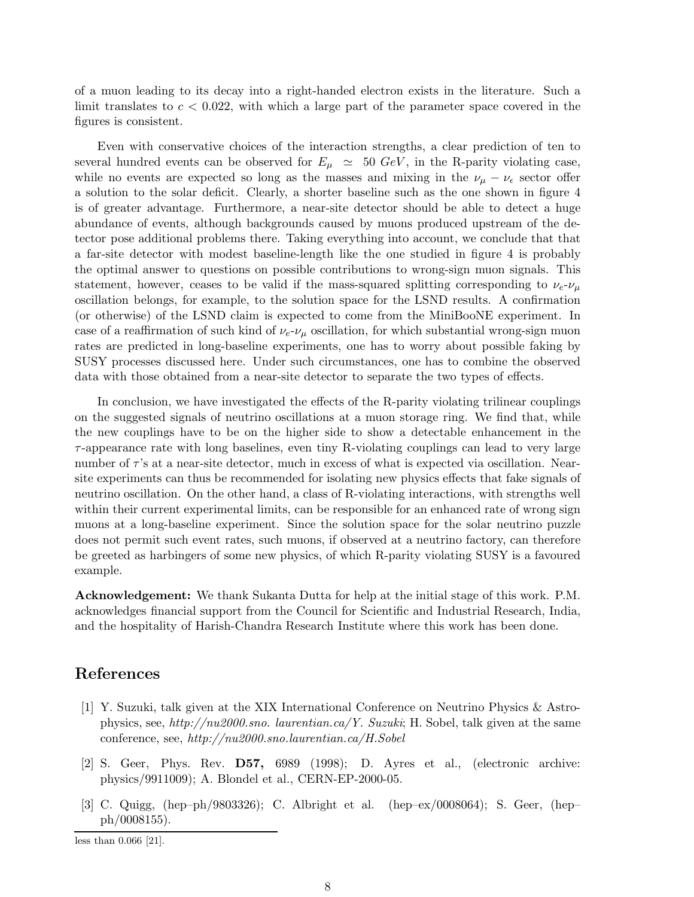of a muon leading to its decay into a right-handed electron exists in the literature. Such a limit translates to $c < 0.022$, with which a large part of the parameter space covered in the figures is consistent.

Even with conservative choices of the interaction strengths, a clear prediction of ten to several hundred events can be observed for $E_\mu \simeq 50\ GeV$, in the R-parity violating case, while no events are expected so long as the masses and mixing in the $\nu_\mu - \nu_\epsilon$ sector offer a solution to the solar deficit. Clearly, a shorter baseline such as the one shown in figure 4 is of greater advantage. Furthermore, a near-site detector should be able to detect a huge abundance of events, although backgrounds caused by muons produced upstream of the detector pose additional problems there. Taking everything into account, we conclude that that a far-site detector with modest baseline-length like the one studied in figure 4 is probably the optimal answer to questions on possible contributions to wrong-sign muon signals. This statement, however, ceases to be valid if the mass-squared splitting corresponding to $\nu_e$-$\nu_\mu$ oscillation belongs, for example, to the solution space for the LSND results. A confirmation (or otherwise) of the LSND claim is expected to come from the MiniBooNE experiment. In case of a reaffirmation of such kind of $\nu_e$-$\nu_\mu$ oscillation, for which substantial wrong-sign muon rates are predicted in long-baseline experiments, one has to worry about possible faking by SUSY processes discussed here. Under such circumstances, one has to combine the observed data with those obtained from a near-site detector to separate the two types of effects.

In conclusion, we have investigated the effects of the R-parity violating trilinear couplings on the suggested signals of neutrino oscillations at a muon storage ring. We find that, while the new couplings have to be on the higher side to show a detectable enhancement in the $\tau$-appearance rate with long baselines, even tiny R-violating couplings can lead to very large number of $\tau$'s at a near-site detector, much in excess of what is expected via oscillation. Near-site experiments can thus be recommended for isolating new physics effects that fake signals of neutrino oscillation. On the other hand, a class of R-violating interactions, with strengths well within their current experimental limits, can be responsible for an enhanced rate of wrong sign muons at a long-baseline experiment. Since the solution space for the solar neutrino puzzle does not permit such event rates, such muons, if observed at a neutrino factory, can therefore be greeted as harbingers of some new physics, of which R-parity violating SUSY is a favoured example.

**Acknowledgement:** We thank Sukanta Dutta for help at the initial stage of this work. P.M. acknowledges financial support from the Council for Scientific and Industrial Research, India, and the hospitality of Harish-Chandra Research Institute where this work has been done.

## References

[1] Y. Suzuki, talk given at the XIX International Conference on Neutrino Physics & Astrophysics, see, *http://nu2000.sno. laurentian.ca/Y. Suzuki*; H. Sobel, talk given at the same conference, see, *http://nu2000.sno.laurentian.ca/H.Sobel*

[2] S. Geer, Phys. Rev. **D57,** 6989 (1998); D. Ayres et al., (electronic archive: physics/9911009); A. Blondel et al., CERN-EP-2000-05.

[3] C. Quigg, (hep–ph/9803326); C. Albright et al. (hep–ex/0008064); S. Geer, (hep–ph/0008155).

less than 0.066 [21].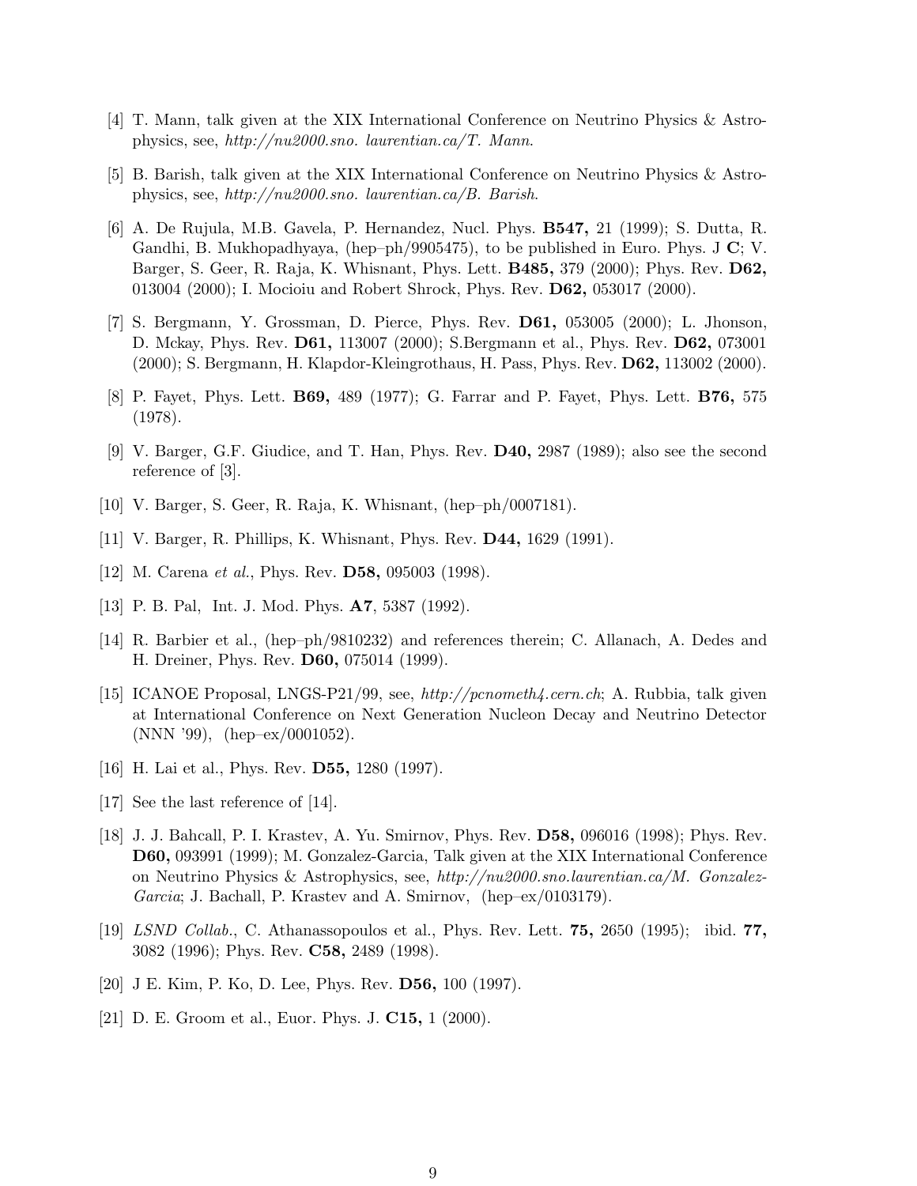[4] T. Mann, talk given at the XIX International Conference on Neutrino Physics & Astrophysics, see, *http://nu2000.sno. laurentian.ca/T. Mann*.

[5] B. Barish, talk given at the XIX International Conference on Neutrino Physics & Astrophysics, see, *http://nu2000.sno. laurentian.ca/B. Barish*.

[6] A. De Rujula, M.B. Gavela, P. Hernandez, Nucl. Phys. **B547,** 21 (1999); S. Dutta, R. Gandhi, B. Mukhopadhyaya, (hep–ph/9905475), to be published in Euro. Phys. J **C**; V. Barger, S. Geer, R. Raja, K. Whisnant, Phys. Lett. **B485,** 379 (2000); Phys. Rev. **D62,** 013004 (2000); I. Mocioiu and Robert Shrock, Phys. Rev. **D62,** 053017 (2000).

[7] S. Bergmann, Y. Grossman, D. Pierce, Phys. Rev. **D61,** 053005 (2000); L. Jhonson, D. Mckay, Phys. Rev. **D61,** 113007 (2000); S.Bergmann et al., Phys. Rev. **D62,** 073001 (2000); S. Bergmann, H. Klapdor-Kleingrothaus, H. Pass, Phys. Rev. **D62,** 113002 (2000).

[8] P. Fayet, Phys. Lett. **B69,** 489 (1977); G. Farrar and P. Fayet, Phys. Lett. **B76,** 575 (1978).

[9] V. Barger, G.F. Giudice, and T. Han, Phys. Rev. **D40,** 2987 (1989); also see the second reference of [3].

[10] V. Barger, S. Geer, R. Raja, K. Whisnant, (hep–ph/0007181).

[11] V. Barger, R. Phillips, K. Whisnant, Phys. Rev. **D44,** 1629 (1991).

[12] M. Carena *et al.*, Phys. Rev. **D58,** 095003 (1998).

[13] P. B. Pal, Int. J. Mod. Phys. **A7**, 5387 (1992).

[14] R. Barbier et al., (hep–ph/9810232) and references therein; C. Allanach, A. Dedes and H. Dreiner, Phys. Rev. **D60,** 075014 (1999).

[15] ICANOE Proposal, LNGS-P21/99, see, *http://pcnometh4.cern.ch*; A. Rubbia, talk given at International Conference on Next Generation Nucleon Decay and Neutrino Detector (NNN '99), (hep–ex/0001052).

[16] H. Lai et al., Phys. Rev. **D55,** 1280 (1997).

[17] See the last reference of [14].

[18] J. J. Bahcall, P. I. Krastev, A. Yu. Smirnov, Phys. Rev. **D58,** 096016 (1998); Phys. Rev. **D60,** 093991 (1999); M. Gonzalez-Garcia, Talk given at the XIX International Conference on Neutrino Physics & Astrophysics, see, *http://nu2000.sno.laurentian.ca/M. Gonzalez-Garcia*; J. Bachall, P. Krastev and A. Smirnov, (hep–ex/0103179).

[19] *LSND Collab.*, C. Athanassopoulos et al., Phys. Rev. Lett. **75,** 2650 (1995); ibid. **77,** 3082 (1996); Phys. Rev. **C58,** 2489 (1998).

[20] J E. Kim, P. Ko, D. Lee, Phys. Rev. **D56,** 100 (1997).

[21] D. E. Groom et al., Euor. Phys. J. **C15,** 1 (2000).